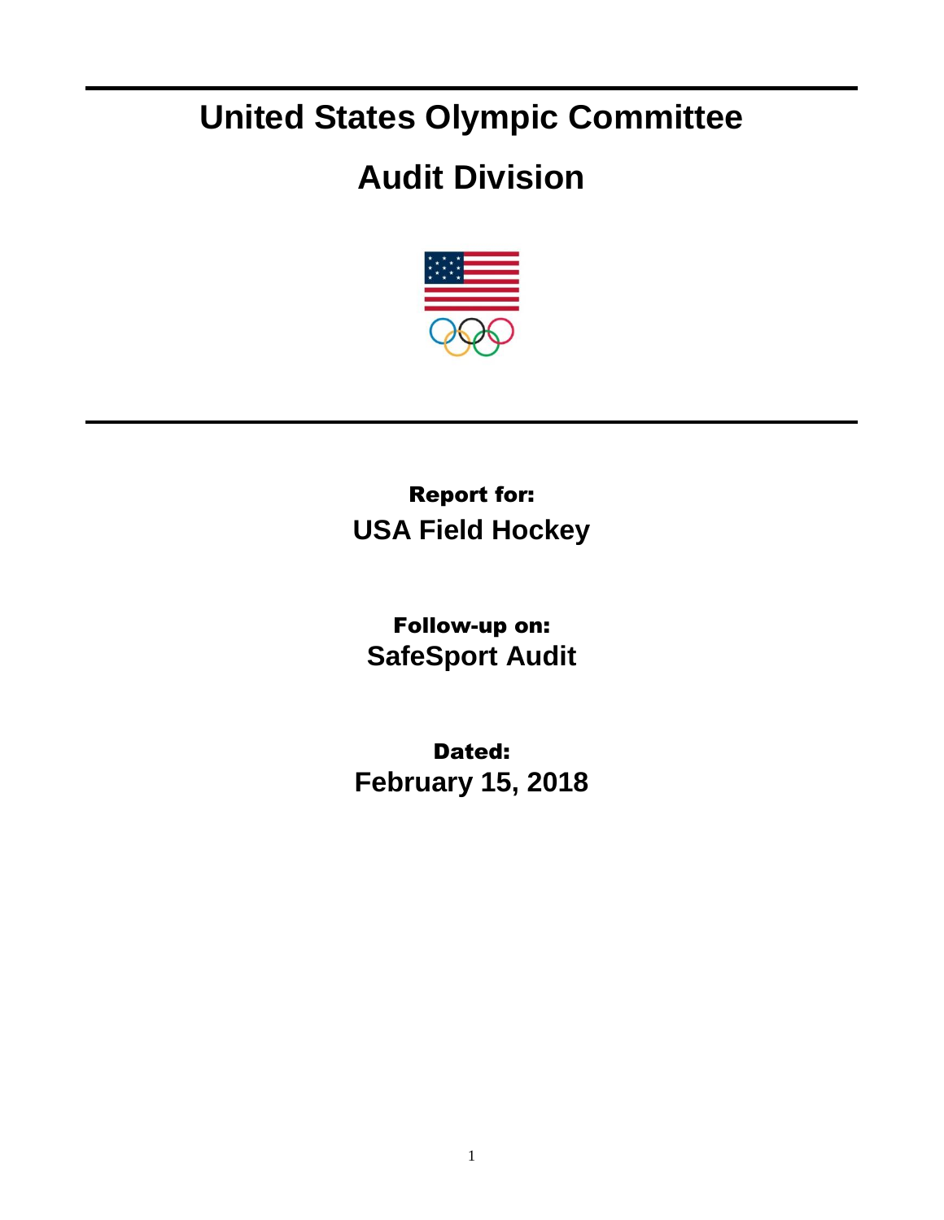# United States Olympic Committee

# Audit Division

**Report for:**

**USA Field Hockey**

**Follow-up on:**

**SafeSport Audit**

**Dated:**

**February 15, 2018**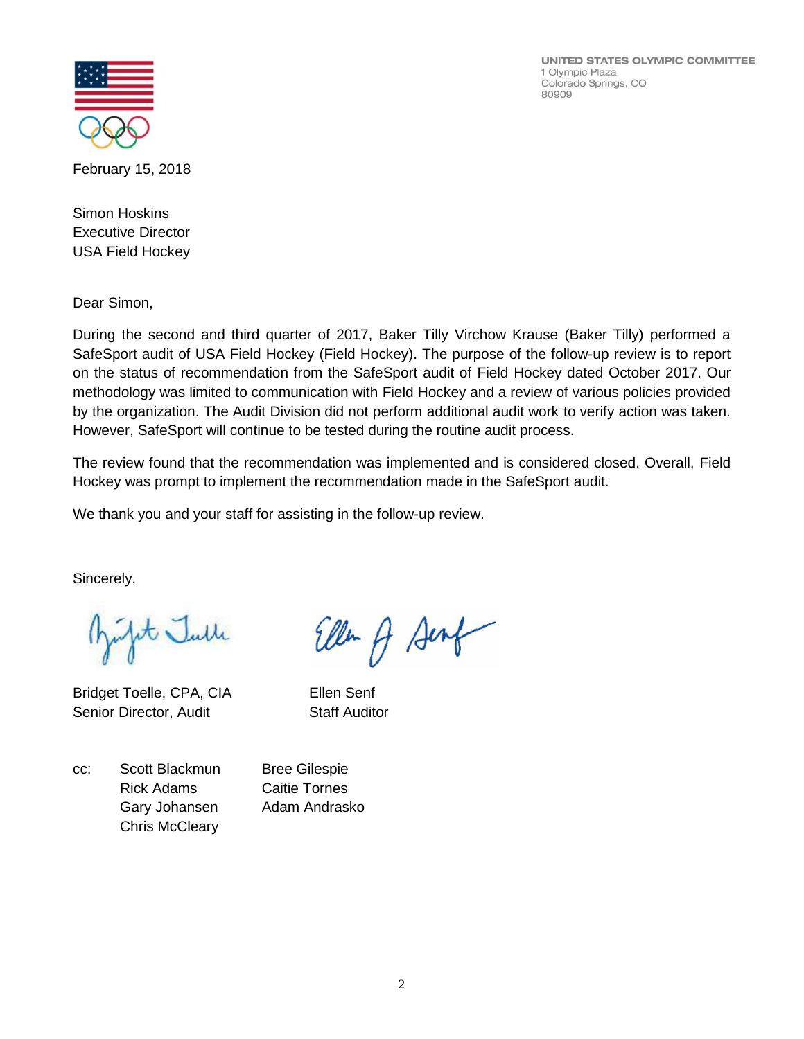UNITED STATES OLYMPIC COMMITTEE
1 Olympic Plaza
Colorado Springs, CO
80909

February 15, 2018

Simon Hoskins
Executive Director
USA Field Hockey

Dear Simon,

During the second and third quarter of 2017, Baker Tilly Virchow Krause (Baker Tilly) performed a SafeSport audit of USA Field Hockey (Field Hockey). The purpose of the follow-up review is to report on the status of recommendation from the SafeSport audit of Field Hockey dated October 2017. Our methodology was limited to communication with Field Hockey and a review of various policies provided by the organization. The Audit Division did not perform additional audit work to verify action was taken. However, SafeSport will continue to be tested during the routine audit process.

The review found that the recommendation was implemented and is considered closed. Overall, Field Hockey was prompt to implement the recommendation made in the SafeSport audit.

We thank you and your staff for assisting in the follow-up review.

Sincerely,

Bridget Toelle, CPA, CIA
Senior Director, Audit

Ellen Senf
Staff Auditor

cc: Scott Blackmun
Rick Adams
Gary Johansen
Chris McCleary
Bree Gilespie
Caitie Tornes
Adam Andrasko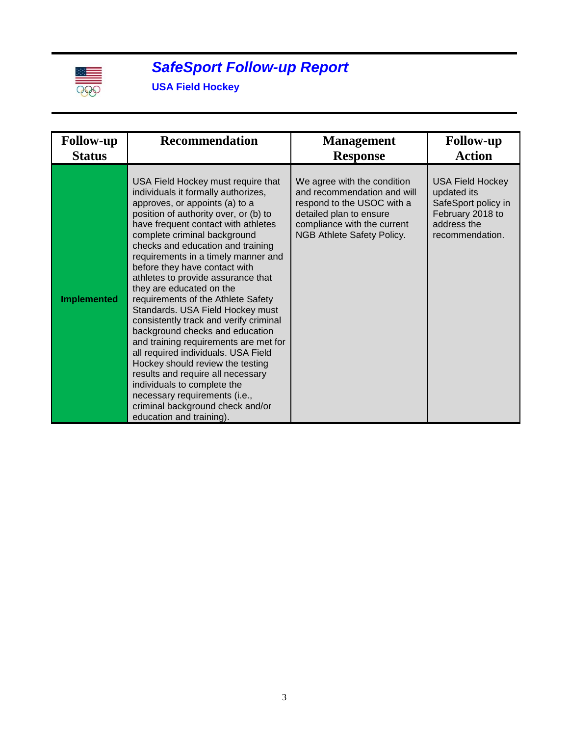# *SafeSport Follow-up Report*

## USA Field Hockey

| Follow-up Status | Recommendation | Management Response | Follow-up Action |
|---|---|---|---|
| **Implemented** | USA Field Hockey must require that individuals it formally authorizes, approves, or appoints (a) to a position of authority over, or (b) to have frequent contact with athletes complete criminal background checks and education and training requirements in a timely manner and before they have contact with athletes to provide assurance that they are educated on the requirements of the Athlete Safety Standards. USA Field Hockey must consistently track and verify criminal background checks and education and training requirements are met for all required individuals. USA Field Hockey should review the testing results and require all necessary individuals to complete the necessary requirements (i.e., criminal background check and/or education and training). | We agree with the condition and recommendation and will respond to the USOC with a detailed plan to ensure compliance with the current NGB Athlete Safety Policy. | USA Field Hockey updated its SafeSport policy in February 2018 to address the recommendation. |